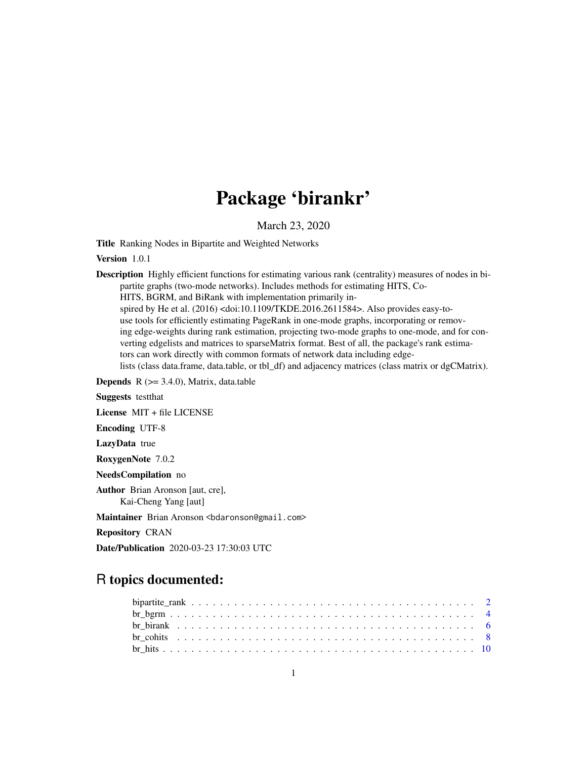# Package 'birankr'

March 23, 2020

**Title** Ranking Nodes in Bipartite and Weighted Networks

**Version** 1.0.1

**Description** Highly efficient functions for estimating various rank (centrality) measures of nodes in bipartite graphs (two-mode networks). Includes methods for estimating HITS, CoHITS, BGRM, and BiRank with implementation primarily inspired by He et al. (2016) <doi:10.1109/TKDE.2016.2611584>. Also provides easy-to-use tools for efficiently estimating PageRank in one-mode graphs, incorporating or removing edge-weights during rank estimation, projecting two-mode graphs to one-mode, and for converting edgelists and matrices to sparseMatrix format. Best of all, the package's rank estimators can work directly with common formats of network data including edgelists (class data.frame, data.table, or tbl_df) and adjacency matrices (class matrix or dgCMatrix).

**Depends** R (>= 3.4.0), Matrix, data.table

**Suggests** testthat

**License** MIT + file LICENSE

**Encoding** UTF-8

**LazyData** true

**RoxygenNote** 7.0.2

**NeedsCompilation** no

**Author** Brian Aronson [aut, cre], Kai-Cheng Yang [aut]

**Maintainer** Brian Aronson <bdaronson@gmail.com>

**Repository** CRAN

**Date/Publication** 2020-03-23 17:30:03 UTC

## R topics documented:

- bipartite_rank . . . . . . . . . . 2
- br_bgrm . . . . . . . . . . 4
- br_birank . . . . . . . . . . 6
- br_cohits . . . . . . . . . . 8
- br_hits . . . . . . . . . . 10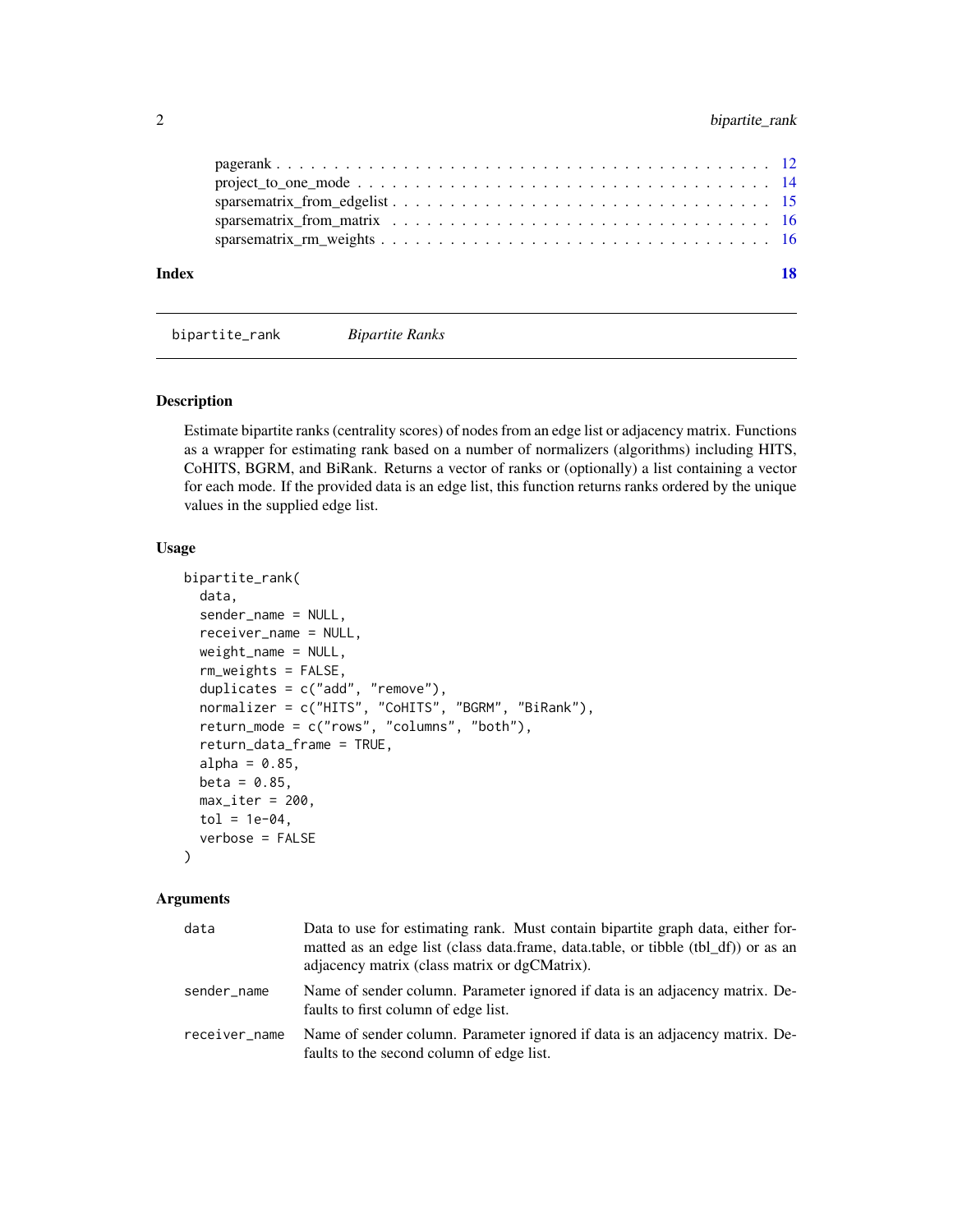pagerank . . . . . . . . . . . . . . . . . . . . . . . . . . . . . . . . . . . . . . . . 12
project_to_one_mode . . . . . . . . . . . . . . . . . . . . . . . . . . . . . . . . . . 14
sparsematrix_from_edgelist . . . . . . . . . . . . . . . . . . . . . . . . . . . . . . . 15
sparsematrix_from_matrix . . . . . . . . . . . . . . . . . . . . . . . . . . . . . . . 16
sparsematrix_rm_weights . . . . . . . . . . . . . . . . . . . . . . . . . . . . . . . . 16

**Index** **18**

---

bipartite_rank *Bipartite Ranks*

---

## Description

Estimate bipartite ranks (centrality scores) of nodes from an edge list or adjacency matrix. Functions as a wrapper for estimating rank based on a number of normalizers (algorithms) including HITS, CoHITS, BGRM, and BiRank. Returns a vector of ranks or (optionally) a list containing a vector for each mode. If the provided data is an edge list, this function returns ranks ordered by the unique values in the supplied edge list.

## Usage

```
bipartite_rank(
  data,
  sender_name = NULL,
  receiver_name = NULL,
  weight_name = NULL,
  rm_weights = FALSE,
  duplicates = c("add", "remove"),
  normalizer = c("HITS", "CoHITS", "BGRM", "BiRank"),
  return_mode = c("rows", "columns", "both"),
  return_data_frame = TRUE,
  alpha = 0.85,
  beta = 0.85,
  max_iter = 200,
  tol = 1e-04,
  verbose = FALSE
)
```

## Arguments

| | |
|---|---|
| data | Data to use for estimating rank. Must contain bipartite graph data, either formatted as an edge list (class data.frame, data.table, or tibble (tbl_df)) or as an adjacency matrix (class matrix or dgCMatrix). |
| sender_name | Name of sender column. Parameter ignored if data is an adjacency matrix. Defaults to first column of edge list. |
| receiver_name | Name of sender column. Parameter ignored if data is an adjacency matrix. Defaults to the second column of edge list. |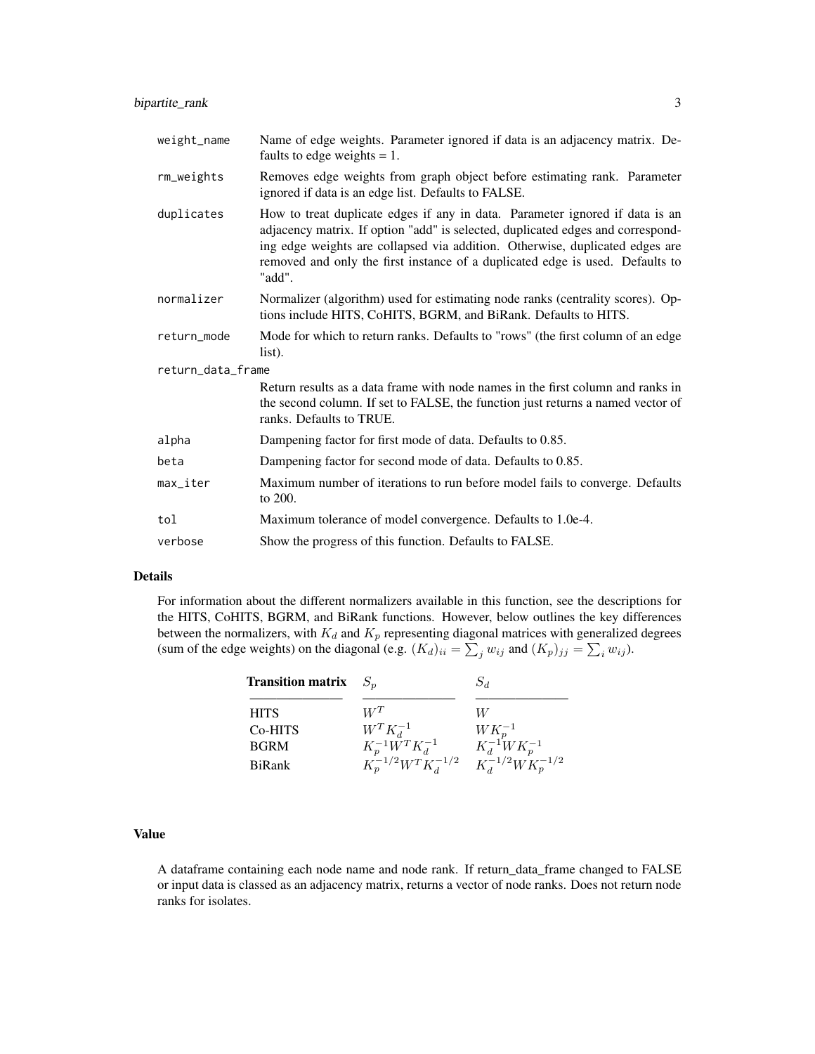| | |
|---|---|
| weight_name | Name of edge weights. Parameter ignored if data is an adjacency matrix. Defaults to edge weights = 1. |
| rm_weights | Removes edge weights from graph object before estimating rank. Parameter ignored if data is an edge list. Defaults to FALSE. |
| duplicates | How to treat duplicate edges if any in data. Parameter ignored if data is an adjacency matrix. If option "add" is selected, duplicated edges and corresponding edge weights are collapsed via addition. Otherwise, duplicated edges are removed and only the first instance of a duplicated edge is used. Defaults to "add". |
| normalizer | Normalizer (algorithm) used for estimating node ranks (centrality scores). Options include HITS, CoHITS, BGRM, and BiRank. Defaults to HITS. |
| return_mode | Mode for which to return ranks. Defaults to "rows" (the first column of an edge list). |
| return_data_frame | Return results as a data frame with node names in the first column and ranks in the second column. If set to FALSE, the function just returns a named vector of ranks. Defaults to TRUE. |
| alpha | Dampening factor for first mode of data. Defaults to 0.85. |
| beta | Dampening factor for second mode of data. Defaults to 0.85. |
| max_iter | Maximum number of iterations to run before model fails to converge. Defaults to 200. |
| tol | Maximum tolerance of model convergence. Defaults to 1.0e-4. |
| verbose | Show the progress of this function. Defaults to FALSE. |

## Details

For information about the different normalizers available in this function, see the descriptions for the HITS, CoHITS, BGRM, and BiRank functions. However, below outlines the key differences between the normalizers, with $K_d$ and $K_p$ representing diagonal matrices with generalized degrees (sum of the edge weights) on the diagonal (e.g. $(K_d)_{ii} = \sum_j w_{ij}$ and $(K_p)_{jj} = \sum_i w_{ij}$).

| **Transition matrix** | $S_p$ | $S_d$ |
|---|---|---|
| HITS | $W^T$ | $W$ |
| Co-HITS | $W^T K_d^{-1}$ | $W K_p^{-1}$ |
| BGRM | $K_p^{-1} W^T K_d^{-1}$ | $K_d^{-1} W K_p^{-1}$ |
| BiRank | $K_p^{-1/2} W^T K_d^{-1/2}$ | $K_d^{-1/2} W K_p^{-1/2}$ |

## Value

A dataframe containing each node name and node rank. If return_data_frame changed to FALSE or input data is classed as an adjacency matrix, returns a vector of node ranks. Does not return node ranks for isolates.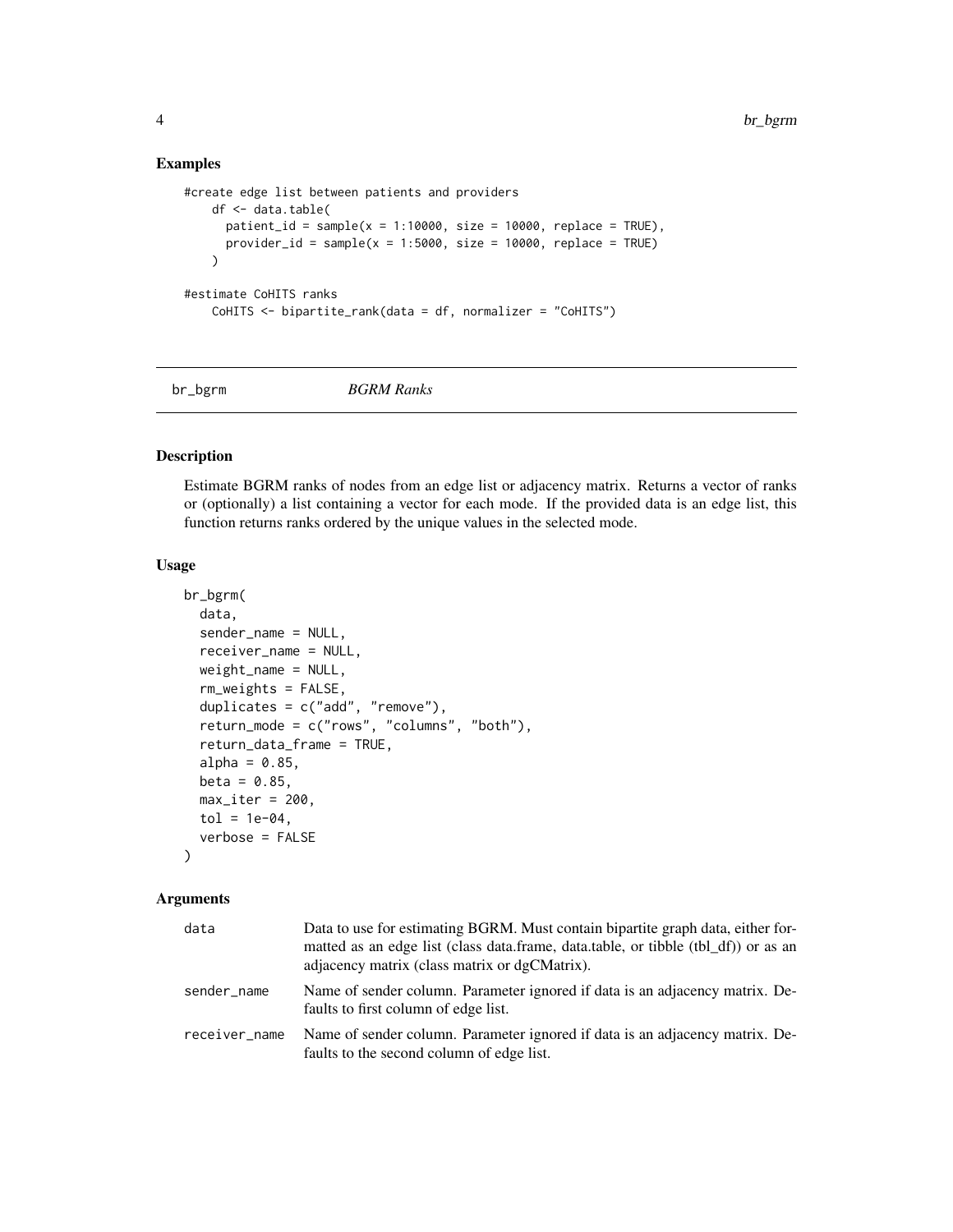## Examples

```
#create edge list between patients and providers
    df <- data.table(
      patient_id = sample(x = 1:10000, size = 10000, replace = TRUE),
      provider_id = sample(x = 1:5000, size = 10000, replace = TRUE)
    )

#estimate CoHITS ranks
    CoHITS <- bipartite_rank(data = df, normalizer = "CoHITS")
```

---

# br_bgrm *BGRM Ranks*

---

## Description

Estimate BGRM ranks of nodes from an edge list or adjacency matrix. Returns a vector of ranks or (optionally) a list containing a vector for each mode. If the provided data is an edge list, this function returns ranks ordered by the unique values in the selected mode.

## Usage

```
br_bgrm(
  data,
  sender_name = NULL,
  receiver_name = NULL,
  weight_name = NULL,
  rm_weights = FALSE,
  duplicates = c("add", "remove"),
  return_mode = c("rows", "columns", "both"),
  return_data_frame = TRUE,
  alpha = 0.85,
  beta = 0.85,
  max_iter = 200,
  tol = 1e-04,
  verbose = FALSE
)
```

## Arguments

| | |
|---|---|
| data | Data to use for estimating BGRM. Must contain bipartite graph data, either formatted as an edge list (class data.frame, data.table, or tibble (tbl_df)) or as an adjacency matrix (class matrix or dgCMatrix). |
| sender_name | Name of sender column. Parameter ignored if data is an adjacency matrix. Defaults to first column of edge list. |
| receiver_name | Name of sender column. Parameter ignored if data is an adjacency matrix. Defaults to the second column of edge list. |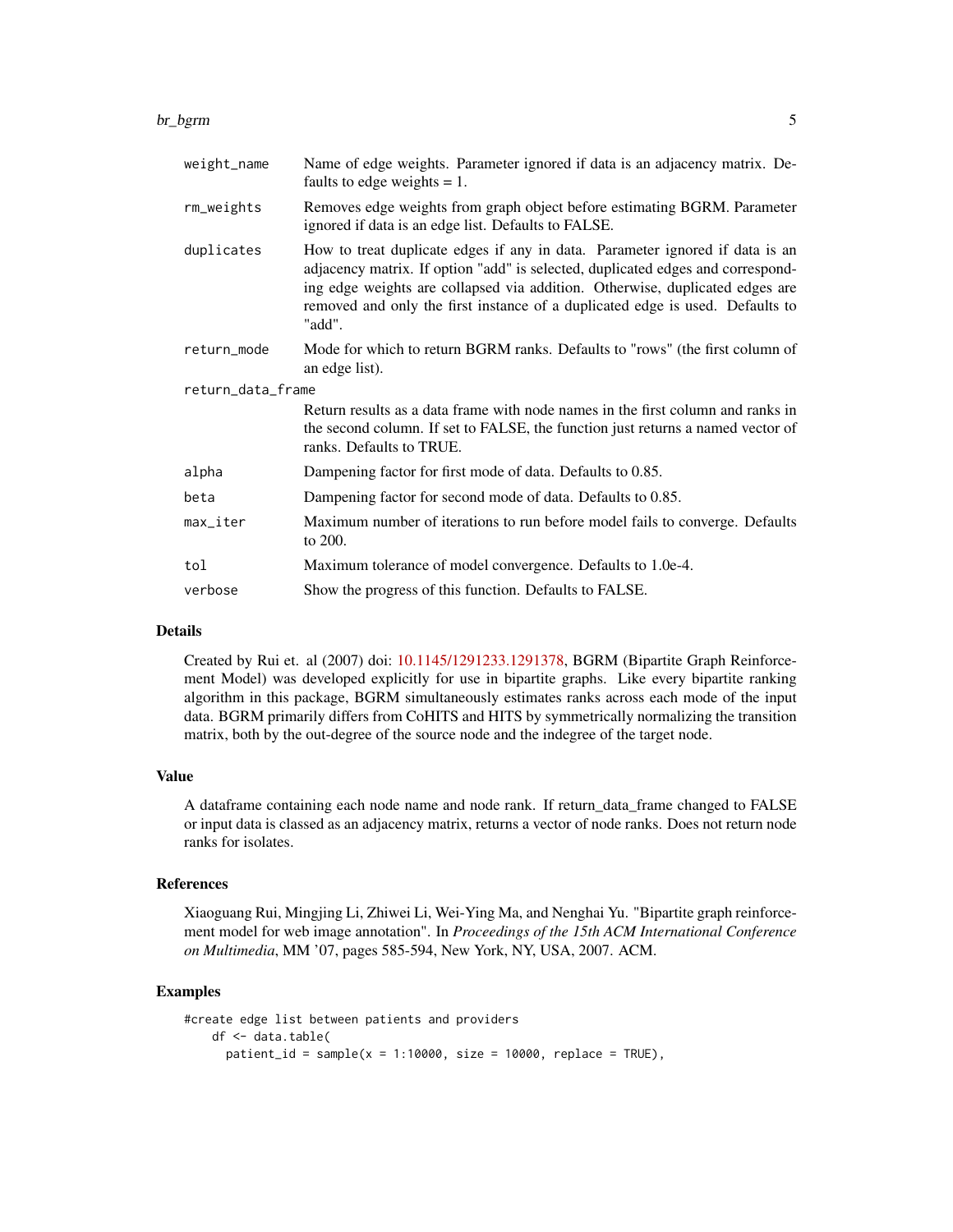| | |
|---|---|
| weight_name | Name of edge weights. Parameter ignored if data is an adjacency matrix. Defaults to edge weights = 1. |
| rm_weights | Removes edge weights from graph object before estimating BGRM. Parameter ignored if data is an edge list. Defaults to FALSE. |
| duplicates | How to treat duplicate edges if any in data. Parameter ignored if data is an adjacency matrix. If option "add" is selected, duplicated edges and corresponding edge weights are collapsed via addition. Otherwise, duplicated edges are removed and only the first instance of a duplicated edge is used. Defaults to "add". |
| return_mode | Mode for which to return BGRM ranks. Defaults to "rows" (the first column of an edge list). |
| return_data_frame | Return results as a data frame with node names in the first column and ranks in the second column. If set to FALSE, the function just returns a named vector of ranks. Defaults to TRUE. |
| alpha | Dampening factor for first mode of data. Defaults to 0.85. |
| beta | Dampening factor for second mode of data. Defaults to 0.85. |
| max_iter | Maximum number of iterations to run before model fails to converge. Defaults to 200. |
| tol | Maximum tolerance of model convergence. Defaults to 1.0e-4. |
| verbose | Show the progress of this function. Defaults to FALSE. |

## Details

Created by Rui et. al (2007) doi: 10.1145/1291233.1291378, BGRM (Bipartite Graph Reinforcement Model) was developed explicitly for use in bipartite graphs. Like every bipartite ranking algorithm in this package, BGRM simultaneously estimates ranks across each mode of the input data. BGRM primarily differs from CoHITS and HITS by symmetrically normalizing the transition matrix, both by the out-degree of the source node and the indegree of the target node.

## Value

A dataframe containing each node name and node rank. If return_data_frame changed to FALSE or input data is classed as an adjacency matrix, returns a vector of node ranks. Does not return node ranks for isolates.

## References

Xiaoguang Rui, Mingjing Li, Zhiwei Li, Wei-Ying Ma, and Nenghai Yu. "Bipartite graph reinforcement model for web image annotation". In *Proceedings of the 15th ACM International Conference on Multimedia*, MM '07, pages 585-594, New York, NY, USA, 2007. ACM.

## Examples

```
#create edge list between patients and providers
    df <- data.table(
      patient_id = sample(x = 1:10000, size = 10000, replace = TRUE),
```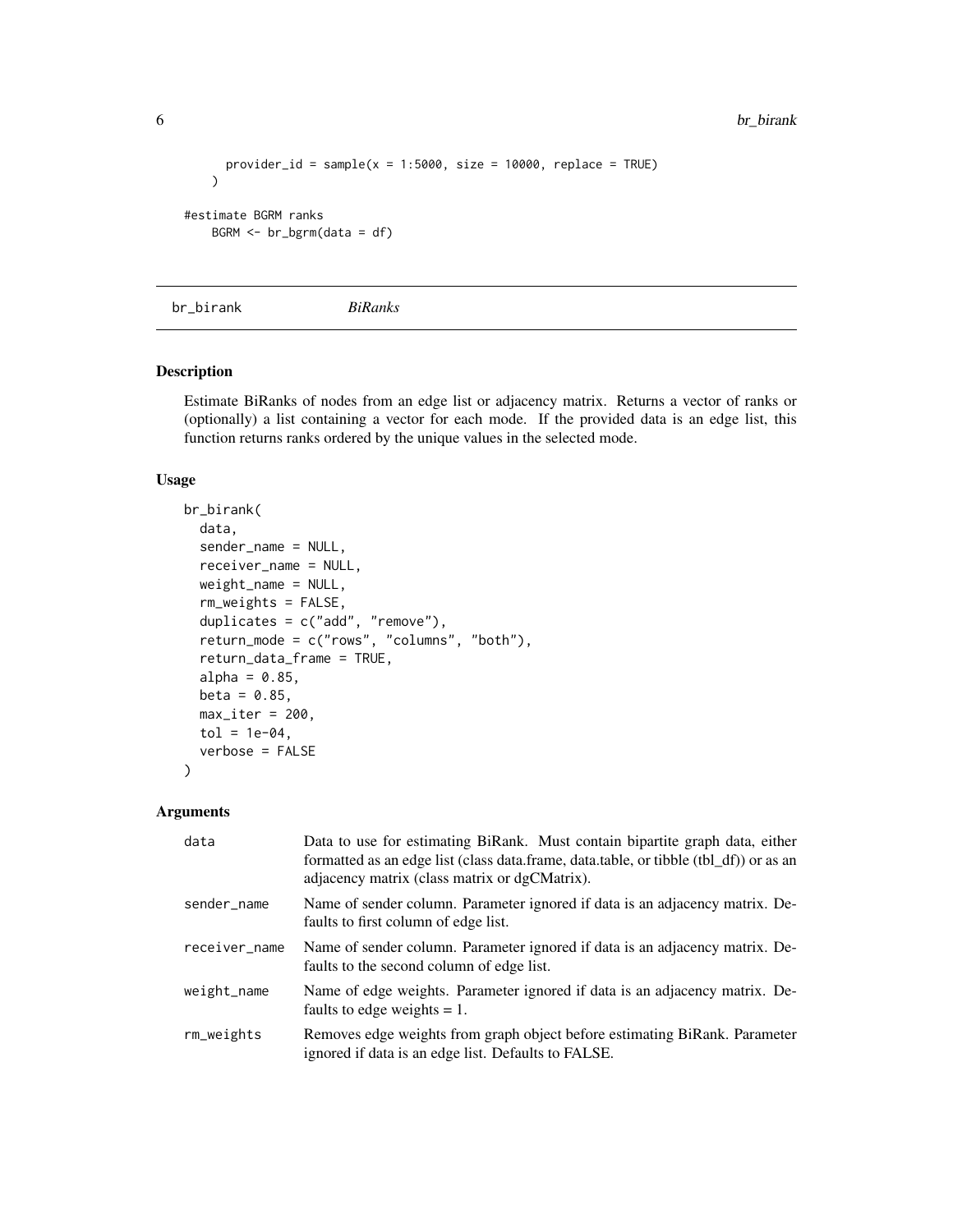```
    provider_id = sample(x = 1:5000, size = 10000, replace = TRUE)
  )

#estimate BGRM ranks
  BGRM <- br_bgrm(data = df)
```

## br_birank    *BiRanks*

### Description

Estimate BiRanks of nodes from an edge list or adjacency matrix. Returns a vector of ranks or (optionally) a list containing a vector for each mode. If the provided data is an edge list, this function returns ranks ordered by the unique values in the selected mode.

### Usage

```
br_birank(
  data,
  sender_name = NULL,
  receiver_name = NULL,
  weight_name = NULL,
  rm_weights = FALSE,
  duplicates = c("add", "remove"),
  return_mode = c("rows", "columns", "both"),
  return_data_frame = TRUE,
  alpha = 0.85,
  beta = 0.85,
  max_iter = 200,
  tol = 1e-04,
  verbose = FALSE
)
```

### Arguments

| | |
|---|---|
| data | Data to use for estimating BiRank. Must contain bipartite graph data, either formatted as an edge list (class data.frame, data.table, or tibble (tbl_df)) or as an adjacency matrix (class matrix or dgCMatrix). |
| sender_name | Name of sender column. Parameter ignored if data is an adjacency matrix. Defaults to first column of edge list. |
| receiver_name | Name of sender column. Parameter ignored if data is an adjacency matrix. Defaults to the second column of edge list. |
| weight_name | Name of edge weights. Parameter ignored if data is an adjacency matrix. Defaults to edge weights = 1. |
| rm_weights | Removes edge weights from graph object before estimating BiRank. Parameter ignored if data is an edge list. Defaults to FALSE. |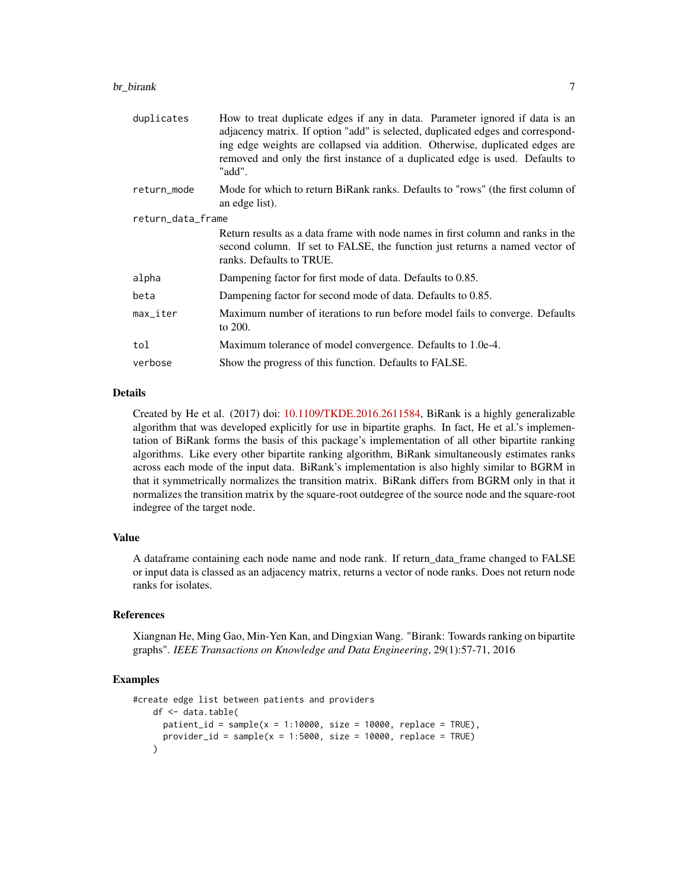| | |
|---|---|
| duplicates | How to treat duplicate edges if any in data. Parameter ignored if data is an adjacency matrix. If option "add" is selected, duplicated edges and corresponding edge weights are collapsed via addition. Otherwise, duplicated edges are removed and only the first instance of a duplicated edge is used. Defaults to "add". |
| return_mode | Mode for which to return BiRank ranks. Defaults to "rows" (the first column of an edge list). |
| return_data_frame | Return results as a data frame with node names in first column and ranks in the second column. If set to FALSE, the function just returns a named vector of ranks. Defaults to TRUE. |
| alpha | Dampening factor for first mode of data. Defaults to 0.85. |
| beta | Dampening factor for second mode of data. Defaults to 0.85. |
| max_iter | Maximum number of iterations to run before model fails to converge. Defaults to 200. |
| tol | Maximum tolerance of model convergence. Defaults to 1.0e-4. |
| verbose | Show the progress of this function. Defaults to FALSE. |

## Details

Created by He et al. (2017) doi: 10.1109/TKDE.2016.2611584, BiRank is a highly generalizable algorithm that was developed explicitly for use in bipartite graphs. In fact, He et al.'s implementation of BiRank forms the basis of this package's implementation of all other bipartite ranking algorithms. Like every other bipartite ranking algorithm, BiRank simultaneously estimates ranks across each mode of the input data. BiRank's implementation is also highly similar to BGRM in that it symmetrically normalizes the transition matrix. BiRank differs from BGRM only in that it normalizes the transition matrix by the square-root outdegree of the source node and the square-root indegree of the target node.

## Value

A dataframe containing each node name and node rank. If return_data_frame changed to FALSE or input data is classed as an adjacency matrix, returns a vector of node ranks. Does not return node ranks for isolates.

## References

Xiangnan He, Ming Gao, Min-Yen Kan, and Dingxian Wang. "Birank: Towards ranking on bipartite graphs". *IEEE Transactions on Knowledge and Data Engineering*, 29(1):57-71, 2016

## Examples

```
#create edge list between patients and providers
    df <- data.table(
      patient_id = sample(x = 1:10000, size = 10000, replace = TRUE),
      provider_id = sample(x = 1:5000, size = 10000, replace = TRUE)
    )
```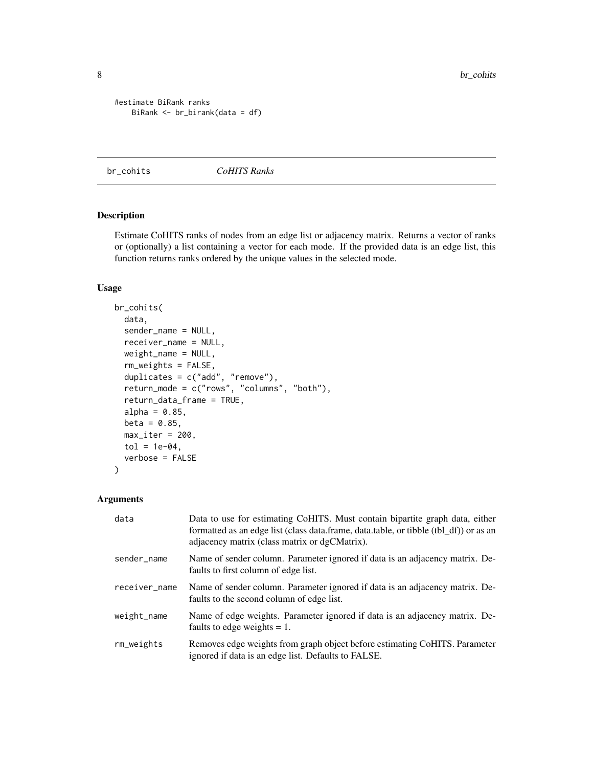```
#estimate BiRank ranks
    BiRank <- br_birank(data = df)
```

## br_cohits    *CoHITS Ranks*

### Description

Estimate CoHITS ranks of nodes from an edge list or adjacency matrix. Returns a vector of ranks or (optionally) a list containing a vector for each mode. If the provided data is an edge list, this function returns ranks ordered by the unique values in the selected mode.

### Usage

```
br_cohits(
  data,
  sender_name = NULL,
  receiver_name = NULL,
  weight_name = NULL,
  rm_weights = FALSE,
  duplicates = c("add", "remove"),
  return_mode = c("rows", "columns", "both"),
  return_data_frame = TRUE,
  alpha = 0.85,
  beta = 0.85,
  max_iter = 200,
  tol = 1e-04,
  verbose = FALSE
)
```

### Arguments

| | |
|---|---|
| data | Data to use for estimating CoHITS. Must contain bipartite graph data, either formatted as an edge list (class data.frame, data.table, or tibble (tbl_df)) or as an adjacency matrix (class matrix or dgCMatrix). |
| sender_name | Name of sender column. Parameter ignored if data is an adjacency matrix. Defaults to first column of edge list. |
| receiver_name | Name of sender column. Parameter ignored if data is an adjacency matrix. Defaults to the second column of edge list. |
| weight_name | Name of edge weights. Parameter ignored if data is an adjacency matrix. Defaults to edge weights = 1. |
| rm_weights | Removes edge weights from graph object before estimating CoHITS. Parameter ignored if data is an edge list. Defaults to FALSE. |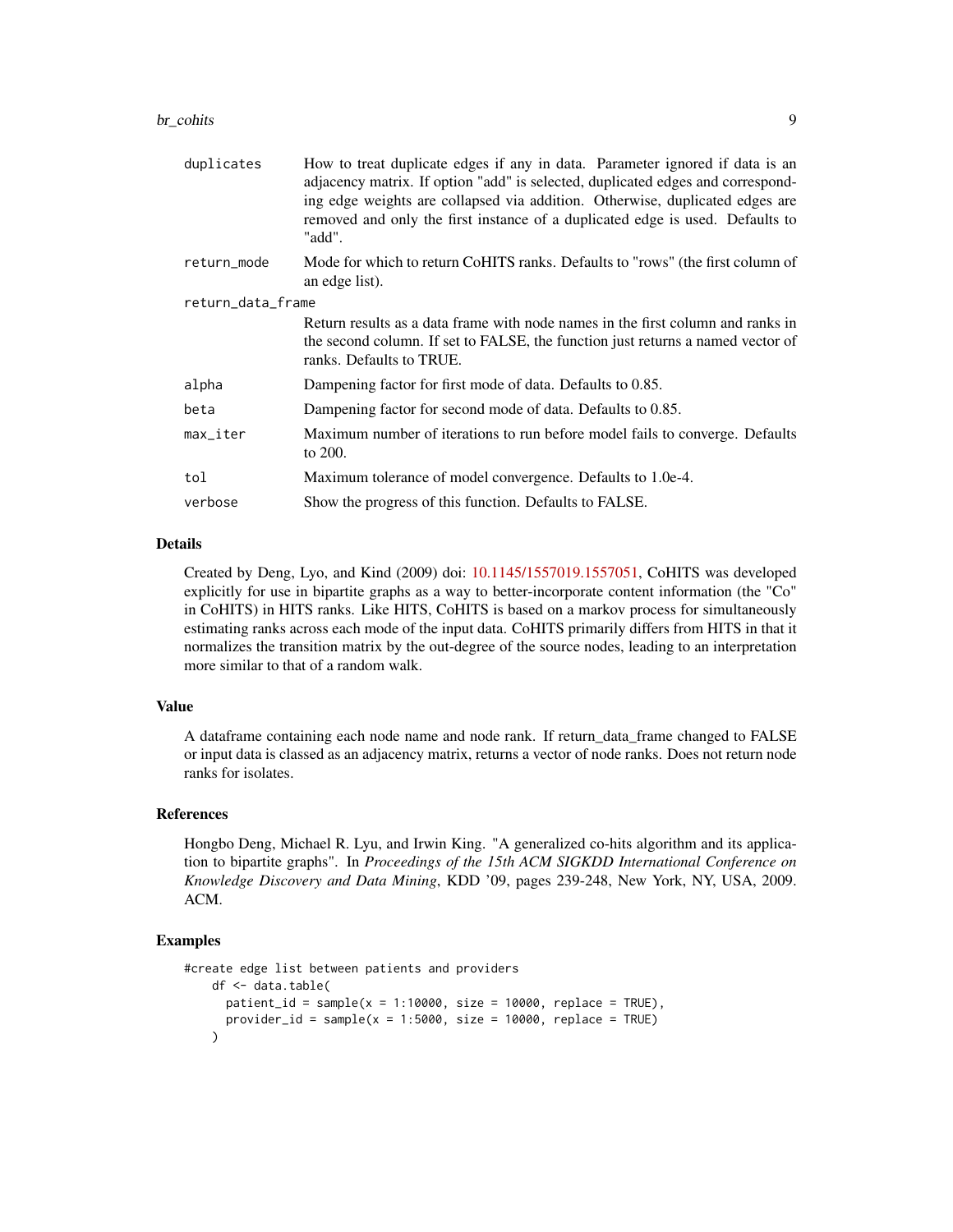| | |
|---|---|
| `duplicates` | How to treat duplicate edges if any in data. Parameter ignored if data is an adjacency matrix. If option "add" is selected, duplicated edges and corresponding edge weights are collapsed via addition. Otherwise, duplicated edges are removed and only the first instance of a duplicated edge is used. Defaults to "add". |
| `return_mode` | Mode for which to return CoHITS ranks. Defaults to "rows" (the first column of an edge list). |
| `return_data_frame` | Return results as a data frame with node names in the first column and ranks in the second column. If set to FALSE, the function just returns a named vector of ranks. Defaults to TRUE. |
| `alpha` | Dampening factor for first mode of data. Defaults to 0.85. |
| `beta` | Dampening factor for second mode of data. Defaults to 0.85. |
| `max_iter` | Maximum number of iterations to run before model fails to converge. Defaults to 200. |
| `tol` | Maximum tolerance of model convergence. Defaults to 1.0e-4. |
| `verbose` | Show the progress of this function. Defaults to FALSE. |

## Details

Created by Deng, Lyo, and Kind (2009) doi: 10.1145/1557019.1557051, CoHITS was developed explicitly for use in bipartite graphs as a way to better-incorporate content information (the "Co" in CoHITS) in HITS ranks. Like HITS, CoHITS is based on a markov process for simultaneously estimating ranks across each mode of the input data. CoHITS primarily differs from HITS in that it normalizes the transition matrix by the out-degree of the source nodes, leading to an interpretation more similar to that of a random walk.

## Value

A dataframe containing each node name and node rank. If return_data_frame changed to FALSE or input data is classed as an adjacency matrix, returns a vector of node ranks. Does not return node ranks for isolates.

## References

Hongbo Deng, Michael R. Lyu, and Irwin King. "A generalized co-hits algorithm and its application to bipartite graphs". In *Proceedings of the 15th ACM SIGKDD International Conference on Knowledge Discovery and Data Mining*, KDD '09, pages 239-248, New York, NY, USA, 2009. ACM.

## Examples

```
#create edge list between patients and providers
    df <- data.table(
      patient_id = sample(x = 1:10000, size = 10000, replace = TRUE),
      provider_id = sample(x = 1:5000, size = 10000, replace = TRUE)
    )
```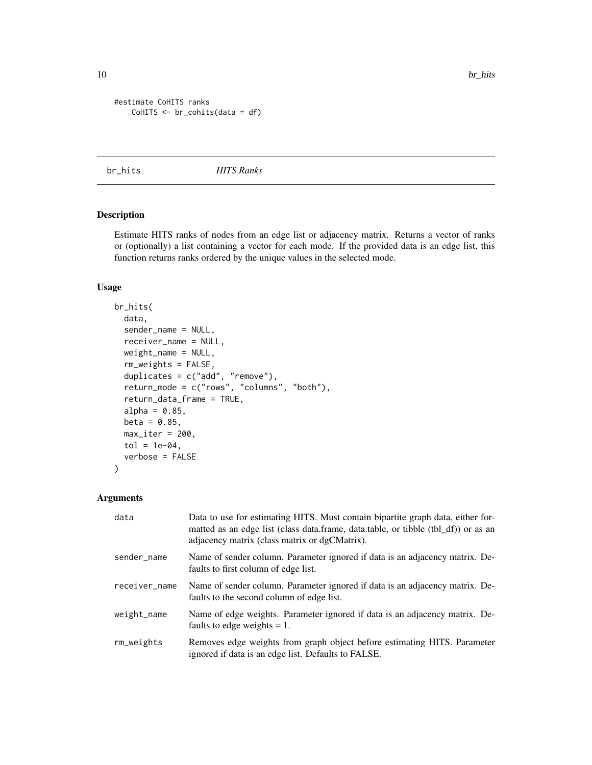```
#estimate CoHITS ranks
    CoHITS <- br_cohits(data = df)
```

## br_hits *HITS Ranks*

### Description

Estimate HITS ranks of nodes from an edge list or adjacency matrix. Returns a vector of ranks or (optionally) a list containing a vector for each mode. If the provided data is an edge list, this function returns ranks ordered by the unique values in the selected mode.

### Usage

```
br_hits(
  data,
  sender_name = NULL,
  receiver_name = NULL,
  weight_name = NULL,
  rm_weights = FALSE,
  duplicates = c("add", "remove"),
  return_mode = c("rows", "columns", "both"),
  return_data_frame = TRUE,
  alpha = 0.85,
  beta = 0.85,
  max_iter = 200,
  tol = 1e-04,
  verbose = FALSE
)
```

### Arguments

| | |
|---|---|
| data | Data to use for estimating HITS. Must contain bipartite graph data, either formatted as an edge list (class data.frame, data.table, or tibble (tbl_df)) or as an adjacency matrix (class matrix or dgCMatrix). |
| sender_name | Name of sender column. Parameter ignored if data is an adjacency matrix. Defaults to first column of edge list. |
| receiver_name | Name of sender column. Parameter ignored if data is an adjacency matrix. Defaults to the second column of edge list. |
| weight_name | Name of edge weights. Parameter ignored if data is an adjacency matrix. Defaults to edge weights = 1. |
| rm_weights | Removes edge weights from graph object before estimating HITS. Parameter ignored if data is an edge list. Defaults to FALSE. |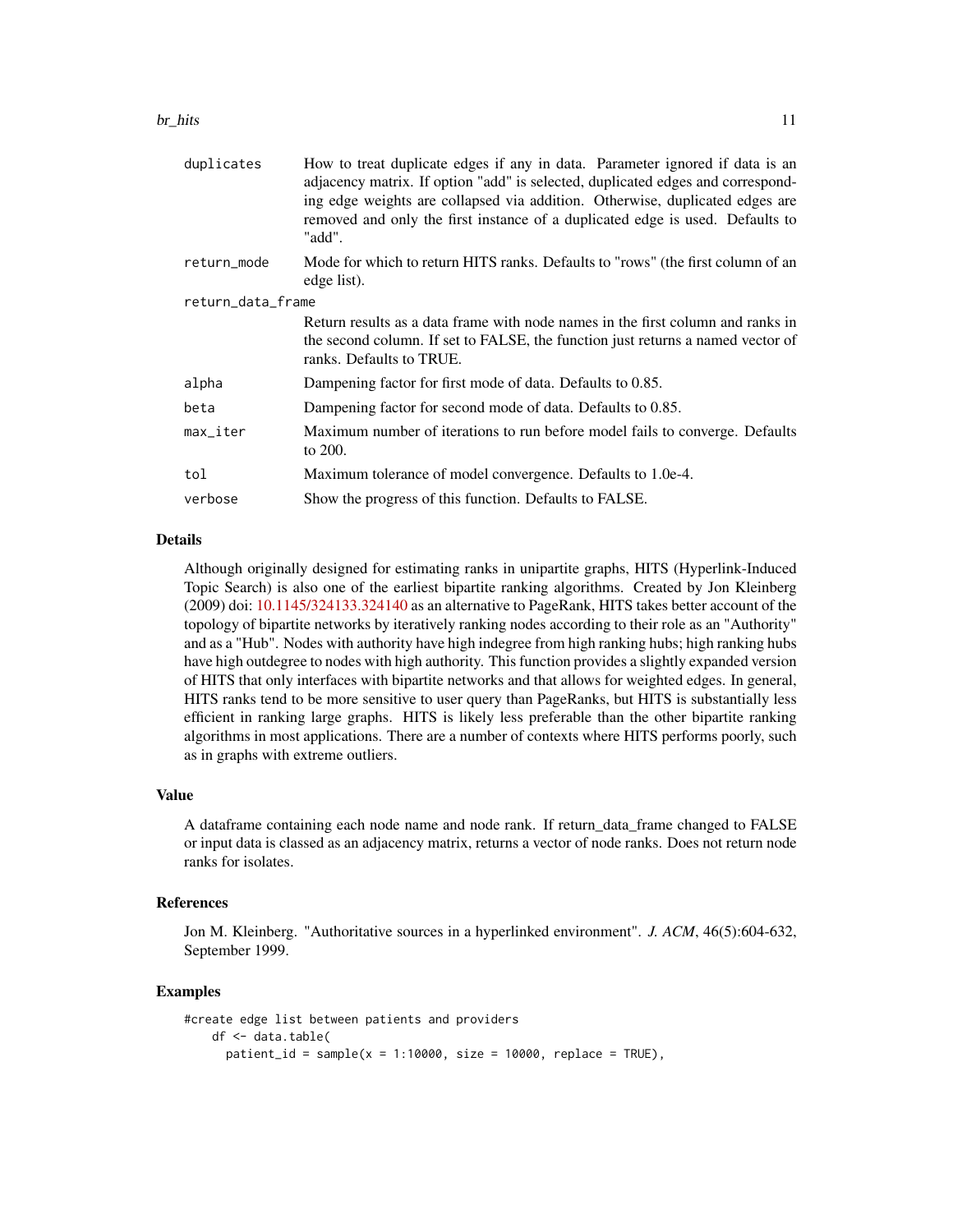| | |
|---|---|
| duplicates | How to treat duplicate edges if any in data. Parameter ignored if data is an adjacency matrix. If option "add" is selected, duplicated edges and corresponding edge weights are collapsed via addition. Otherwise, duplicated edges are removed and only the first instance of a duplicated edge is used. Defaults to "add". |
| return_mode | Mode for which to return HITS ranks. Defaults to "rows" (the first column of an edge list). |
| return_data_frame | Return results as a data frame with node names in the first column and ranks in the second column. If set to FALSE, the function just returns a named vector of ranks. Defaults to TRUE. |
| alpha | Dampening factor for first mode of data. Defaults to 0.85. |
| beta | Dampening factor for second mode of data. Defaults to 0.85. |
| max_iter | Maximum number of iterations to run before model fails to converge. Defaults to 200. |
| tol | Maximum tolerance of model convergence. Defaults to 1.0e-4. |
| verbose | Show the progress of this function. Defaults to FALSE. |

## Details

Although originally designed for estimating ranks in unipartite graphs, HITS (Hyperlink-Induced Topic Search) is also one of the earliest bipartite ranking algorithms. Created by Jon Kleinberg (2009) doi: 10.1145/324133.324140 as an alternative to PageRank, HITS takes better account of the topology of bipartite networks by iteratively ranking nodes according to their role as an "Authority" and as a "Hub". Nodes with authority have high indegree from high ranking hubs; high ranking hubs have high outdegree to nodes with high authority. This function provides a slightly expanded version of HITS that only interfaces with bipartite networks and that allows for weighted edges. In general, HITS ranks tend to be more sensitive to user query than PageRanks, but HITS is substantially less efficient in ranking large graphs. HITS is likely less preferable than the other bipartite ranking algorithms in most applications. There are a number of contexts where HITS performs poorly, such as in graphs with extreme outliers.

## Value

A dataframe containing each node name and node rank. If return_data_frame changed to FALSE or input data is classed as an adjacency matrix, returns a vector of node ranks. Does not return node ranks for isolates.

## References

Jon M. Kleinberg. "Authoritative sources in a hyperlinked environment". *J. ACM*, 46(5):604-632, September 1999.

## Examples

```
#create edge list between patients and providers
    df <- data.table(
      patient_id = sample(x = 1:10000, size = 10000, replace = TRUE),
```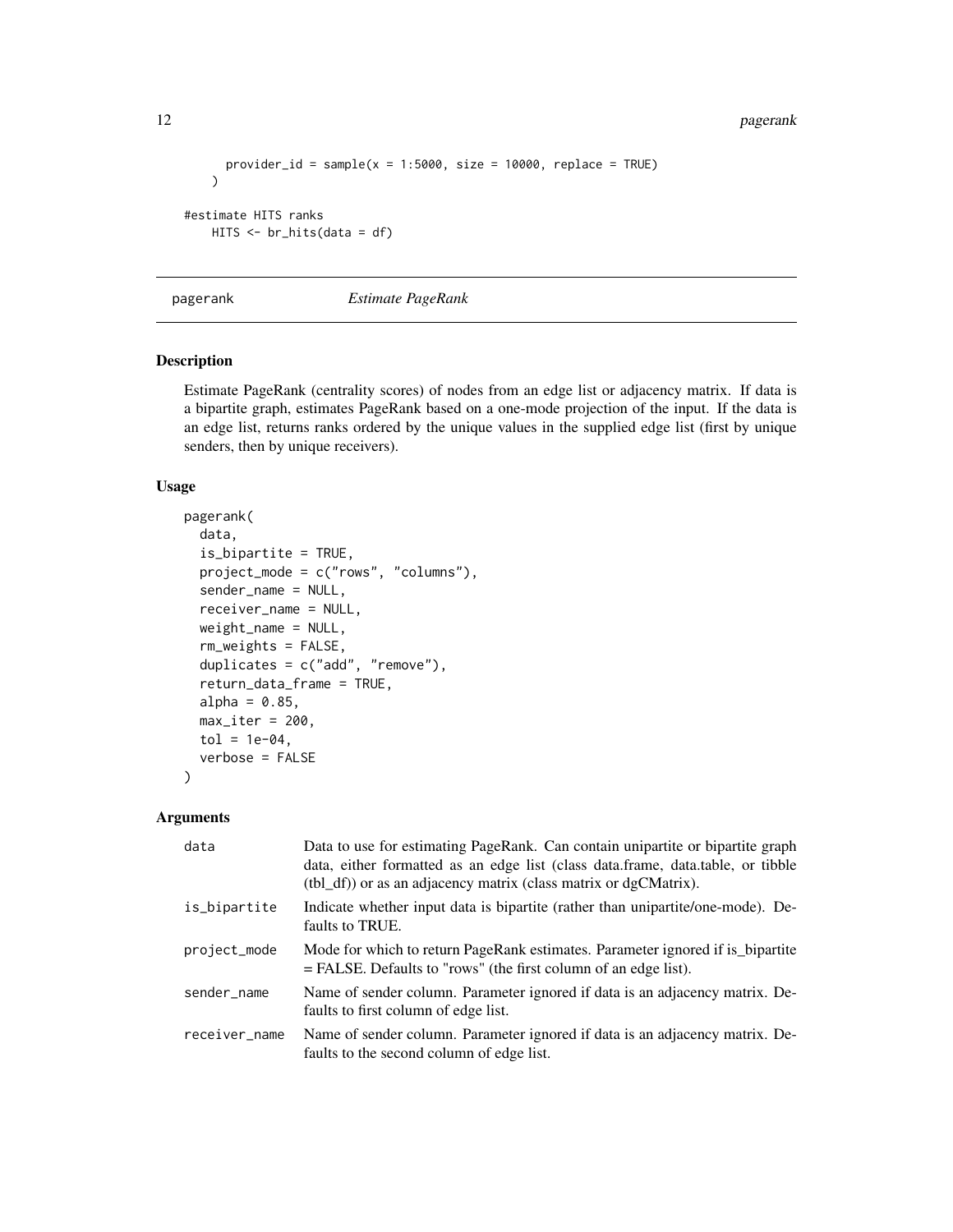```
      provider_id = sample(x = 1:5000, size = 10000, replace = TRUE)
    )

#estimate HITS ranks
    HITS <- br_hits(data = df)
```

## pagerank — *Estimate PageRank*

### Description

Estimate PageRank (centrality scores) of nodes from an edge list or adjacency matrix. If data is a bipartite graph, estimates PageRank based on a one-mode projection of the input. If the data is an edge list, returns ranks ordered by the unique values in the supplied edge list (first by unique senders, then by unique receivers).

### Usage

```
pagerank(
  data,
  is_bipartite = TRUE,
  project_mode = c("rows", "columns"),
  sender_name = NULL,
  receiver_name = NULL,
  weight_name = NULL,
  rm_weights = FALSE,
  duplicates = c("add", "remove"),
  return_data_frame = TRUE,
  alpha = 0.85,
  max_iter = 200,
  tol = 1e-04,
  verbose = FALSE
)
```

### Arguments

| | |
|---|---|
| `data` | Data to use for estimating PageRank. Can contain unipartite or bipartite graph data, either formatted as an edge list (class data.frame, data.table, or tibble (tbl_df)) or as an adjacency matrix (class matrix or dgCMatrix). |
| `is_bipartite` | Indicate whether input data is bipartite (rather than unipartite/one-mode). Defaults to TRUE. |
| `project_mode` | Mode for which to return PageRank estimates. Parameter ignored if is_bipartite = FALSE. Defaults to "rows" (the first column of an edge list). |
| `sender_name` | Name of sender column. Parameter ignored if data is an adjacency matrix. Defaults to first column of edge list. |
| `receiver_name` | Name of sender column. Parameter ignored if data is an adjacency matrix. Defaults to the second column of edge list. |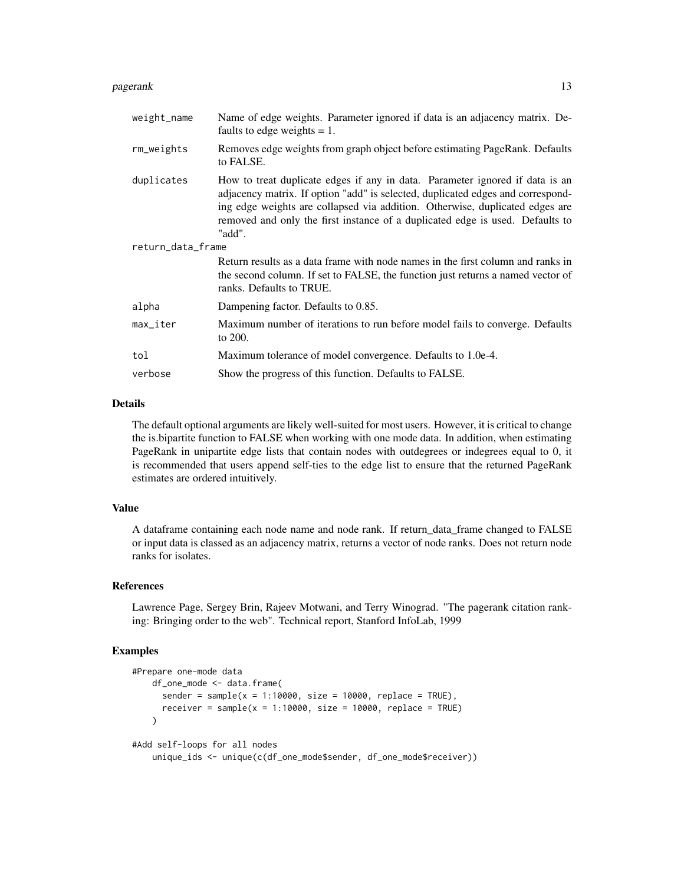| | |
|---|---|
| `weight_name` | Name of edge weights. Parameter ignored if data is an adjacency matrix. Defaults to edge weights = 1. |
| `rm_weights` | Removes edge weights from graph object before estimating PageRank. Defaults to FALSE. |
| `duplicates` | How to treat duplicate edges if any in data. Parameter ignored if data is an adjacency matrix. If option "add" is selected, duplicated edges and corresponding edge weights are collapsed via addition. Otherwise, duplicated edges are removed and only the first instance of a duplicated edge is used. Defaults to "add". |
| `return_data_frame` | Return results as a data frame with node names in the first column and ranks in the second column. If set to FALSE, the function just returns a named vector of ranks. Defaults to TRUE. |
| `alpha` | Dampening factor. Defaults to 0.85. |
| `max_iter` | Maximum number of iterations to run before model fails to converge. Defaults to 200. |
| `tol` | Maximum tolerance of model convergence. Defaults to 1.0e-4. |
| `verbose` | Show the progress of this function. Defaults to FALSE. |

## Details

The default optional arguments are likely well-suited for most users. However, it is critical to change the is.bipartite function to FALSE when working with one mode data. In addition, when estimating PageRank in unipartite edge lists that contain nodes with outdegrees or indegrees equal to 0, it is recommended that users append self-ties to the edge list to ensure that the returned PageRank estimates are ordered intuitively.

## Value

A dataframe containing each node name and node rank. If return_data_frame changed to FALSE or input data is classed as an adjacency matrix, returns a vector of node ranks. Does not return node ranks for isolates.

## References

Lawrence Page, Sergey Brin, Rajeev Motwani, and Terry Winograd. "The pagerank citation ranking: Bringing order to the web". Technical report, Stanford InfoLab, 1999

## Examples

```
#Prepare one-mode data
    df_one_mode <- data.frame(
      sender = sample(x = 1:10000, size = 10000, replace = TRUE),
      receiver = sample(x = 1:10000, size = 10000, replace = TRUE)
    )

#Add self-loops for all nodes
    unique_ids <- unique(c(df_one_mode$sender, df_one_mode$receiver))
```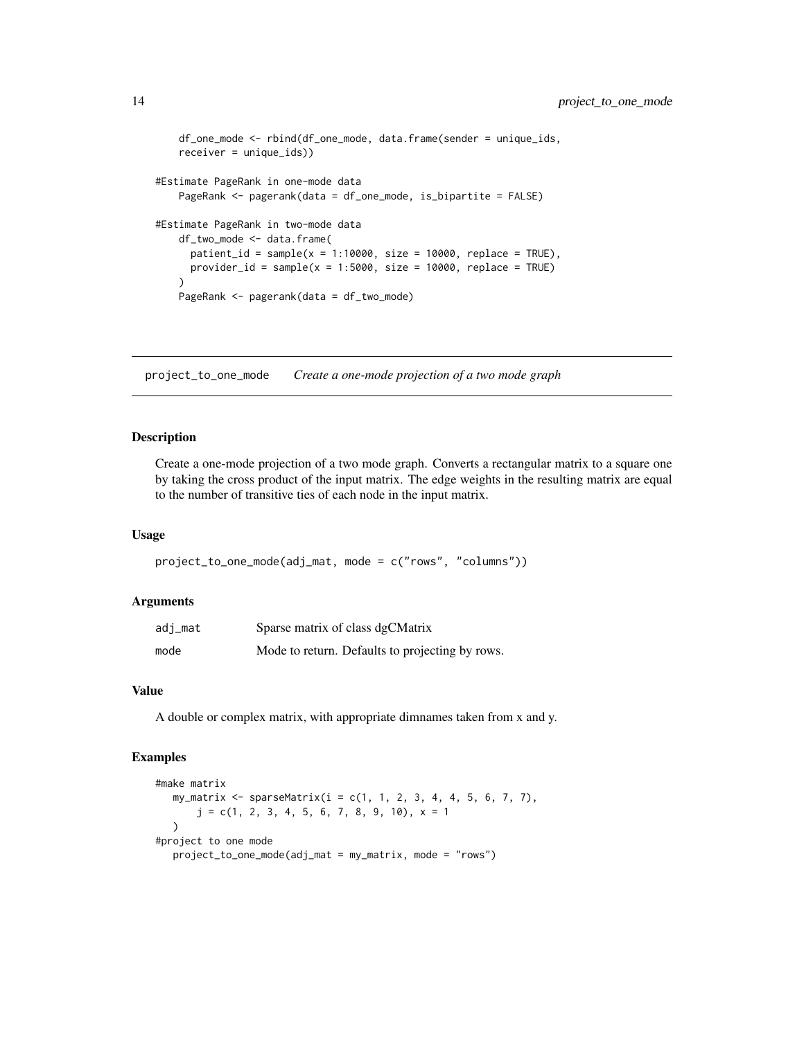```
    df_one_mode <- rbind(df_one_mode, data.frame(sender = unique_ids,
    receiver = unique_ids))

#Estimate PageRank in one-mode data
    PageRank <- pagerank(data = df_one_mode, is_bipartite = FALSE)

#Estimate PageRank in two-mode data
    df_two_mode <- data.frame(
      patient_id = sample(x = 1:10000, size = 10000, replace = TRUE),
      provider_id = sample(x = 1:5000, size = 10000, replace = TRUE)
    )
    PageRank <- pagerank(data = df_two_mode)
```

---

## project_to_one_mode *Create a one-mode projection of a two mode graph*

---

### Description

Create a one-mode projection of a two mode graph. Converts a rectangular matrix to a square one by taking the cross product of the input matrix. The edge weights in the resulting matrix are equal to the number of transitive ties of each node in the input matrix.

### Usage

```
project_to_one_mode(adj_mat, mode = c("rows", "columns"))
```

### Arguments

| | |
|---|---|
| adj_mat | Sparse matrix of class dgCMatrix |
| mode | Mode to return. Defaults to projecting by rows. |

### Value

A double or complex matrix, with appropriate dimnames taken from x and y.

### Examples

```
#make matrix
   my_matrix <- sparseMatrix(i = c(1, 1, 2, 3, 4, 4, 5, 6, 7, 7),
       j = c(1, 2, 3, 4, 5, 6, 7, 8, 9, 10), x = 1
   )
#project to one mode
   project_to_one_mode(adj_mat = my_matrix, mode = "rows")
```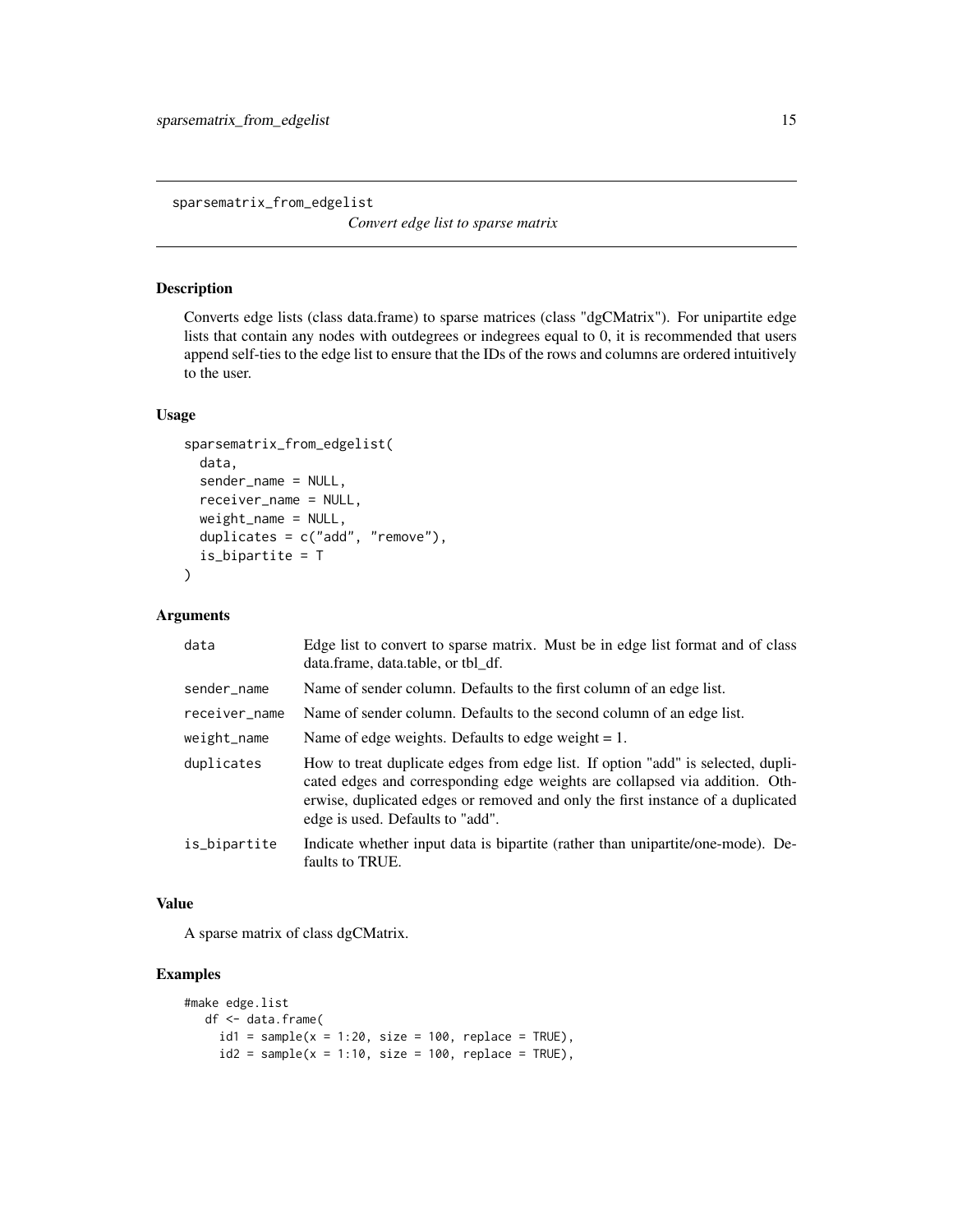# sparsematrix_from_edgelist

*Convert edge list to sparse matrix*

## Description

Converts edge lists (class data.frame) to sparse matrices (class "dgCMatrix"). For unipartite edge lists that contain any nodes with outdegrees or indegrees equal to 0, it is recommended that users append self-ties to the edge list to ensure that the IDs of the rows and columns are ordered intuitively to the user.

## Usage

```
sparsematrix_from_edgelist(
  data,
  sender_name = NULL,
  receiver_name = NULL,
  weight_name = NULL,
  duplicates = c("add", "remove"),
  is_bipartite = T
)
```

## Arguments

| | |
|---|---|
| `data` | Edge list to convert to sparse matrix. Must be in edge list format and of class data.frame, data.table, or tbl_df. |
| `sender_name` | Name of sender column. Defaults to the first column of an edge list. |
| `receiver_name` | Name of sender column. Defaults to the second column of an edge list. |
| `weight_name` | Name of edge weights. Defaults to edge weight = 1. |
| `duplicates` | How to treat duplicate edges from edge list. If option "add" is selected, duplicated edges and corresponding edge weights are collapsed via addition. Otherwise, duplicated edges or removed and only the first instance of a duplicated edge is used. Defaults to "add". |
| `is_bipartite` | Indicate whether input data is bipartite (rather than unipartite/one-mode). Defaults to TRUE. |

## Value

A sparse matrix of class dgCMatrix.

## Examples

```
#make edge.list
   df <- data.frame(
     id1 = sample(x = 1:20, size = 100, replace = TRUE),
     id2 = sample(x = 1:10, size = 100, replace = TRUE),
```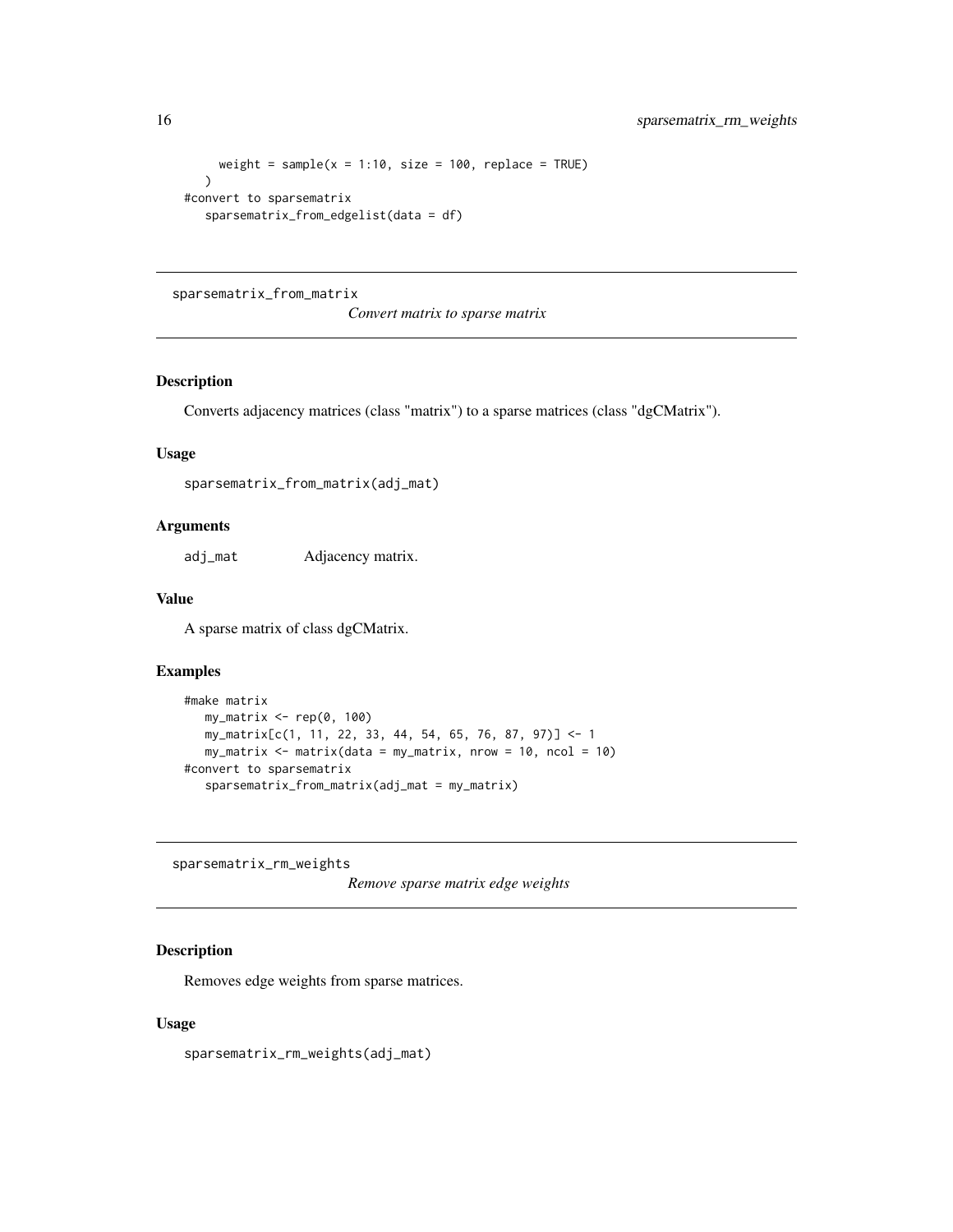```
      weight = sample(x = 1:10, size = 100, replace = TRUE)
    )
#convert to sparsematrix
   sparsematrix_from_edgelist(data = df)
```

---

## sparsematrix_from_matrix

*Convert matrix to sparse matrix*

---

### Description

Converts adjacency matrices (class "matrix") to a sparse matrices (class "dgCMatrix").

### Usage

```
sparsematrix_from_matrix(adj_mat)
```

### Arguments

| | |
|---|---|
| adj_mat | Adjacency matrix. |

### Value

A sparse matrix of class dgCMatrix.

### Examples

```
#make matrix
   my_matrix <- rep(0, 100)
   my_matrix[c(1, 11, 22, 33, 44, 54, 65, 76, 87, 97)] <- 1
   my_matrix <- matrix(data = my_matrix, nrow = 10, ncol = 10)
#convert to sparsematrix
   sparsematrix_from_matrix(adj_mat = my_matrix)
```

---

## sparsematrix_rm_weights

*Remove sparse matrix edge weights*

---

### Description

Removes edge weights from sparse matrices.

### Usage

```
sparsematrix_rm_weights(adj_mat)
```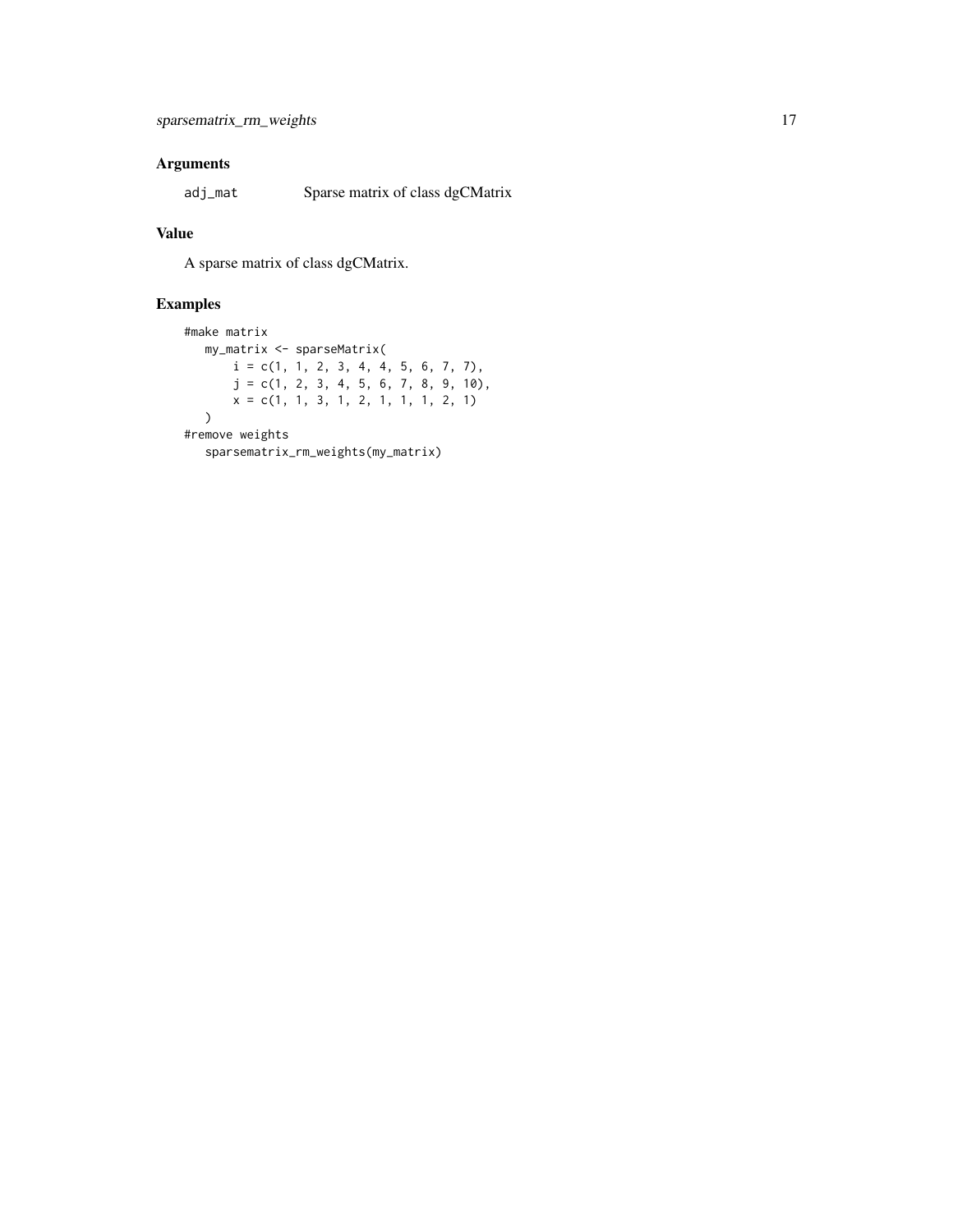## Arguments

| | |
|---|---|
| adj_mat | Sparse matrix of class dgCMatrix |

## Value

A sparse matrix of class dgCMatrix.

## Examples

```
#make matrix
   my_matrix <- sparseMatrix(
       i = c(1, 1, 2, 3, 4, 4, 5, 6, 7, 7),
       j = c(1, 2, 3, 4, 5, 6, 7, 8, 9, 10),
       x = c(1, 1, 3, 1, 2, 1, 1, 1, 2, 1)
   )
#remove weights
   sparsematrix_rm_weights(my_matrix)
```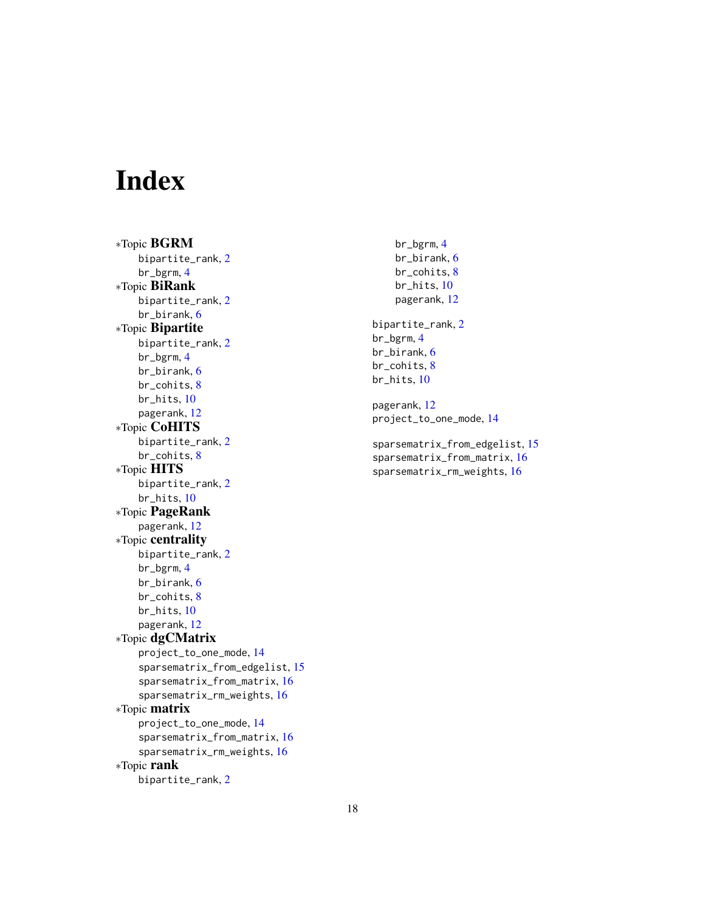# Index

∗Topic **BGRM**
- bipartite_rank, 2
- br_bgrm, 4

∗Topic **BiRank**
- bipartite_rank, 2
- br_birank, 6

∗Topic **Bipartite**
- bipartite_rank, 2
- br_bgrm, 4
- br_birank, 6
- br_cohits, 8
- br_hits, 10
- pagerank, 12

∗Topic **CoHITS**
- bipartite_rank, 2
- br_cohits, 8

∗Topic **HITS**
- bipartite_rank, 2
- br_hits, 10

∗Topic **PageRank**
- pagerank, 12

∗Topic **centrality**
- bipartite_rank, 2
- br_bgrm, 4
- br_birank, 6
- br_cohits, 8
- br_hits, 10
- pagerank, 12

∗Topic **dgCMatrix**
- project_to_one_mode, 14
- sparsematrix_from_edgelist, 15
- sparsematrix_from_matrix, 16
- sparsematrix_rm_weights, 16

∗Topic **matrix**
- project_to_one_mode, 14
- sparsematrix_from_matrix, 16
- sparsematrix_rm_weights, 16

∗Topic **rank**
- bipartite_rank, 2
- br_bgrm, 4
- br_birank, 6
- br_cohits, 8
- br_hits, 10
- pagerank, 12

bipartite_rank, 2
br_bgrm, 4
br_birank, 6
br_cohits, 8
br_hits, 10

pagerank, 12
project_to_one_mode, 14

sparsematrix_from_edgelist, 15
sparsematrix_from_matrix, 16
sparsematrix_rm_weights, 16